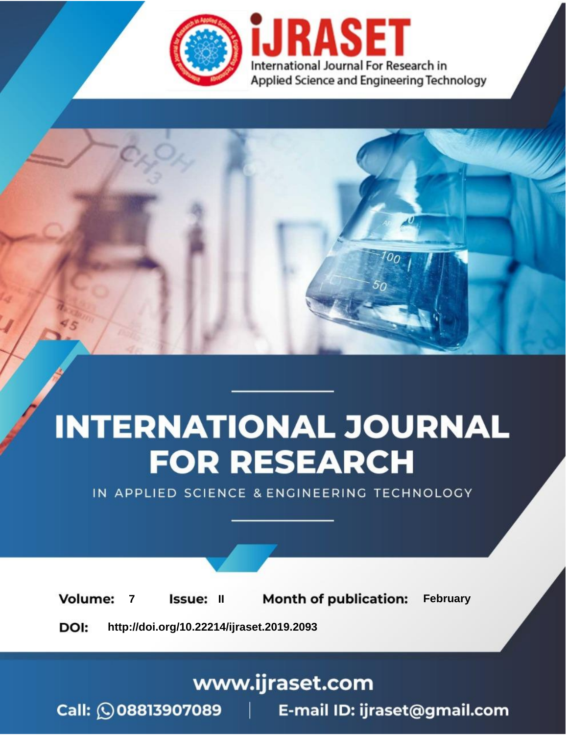# iJRASET

International Journal For Research in Applied Science and Engineering Technology

# INTERNATIONAL JOURNAL FOR RESEARCH

IN APPLIED SCIENCE & ENGINEERING TECHNOLOGY

**Volume:** 7 **Issue:** II **Month of publication:** February

**DOI:** http://doi.org/10.22214/ijraset.2019.2093

www.ijraset.com

Call: 08813907089 | E-mail ID: ijraset@gmail.com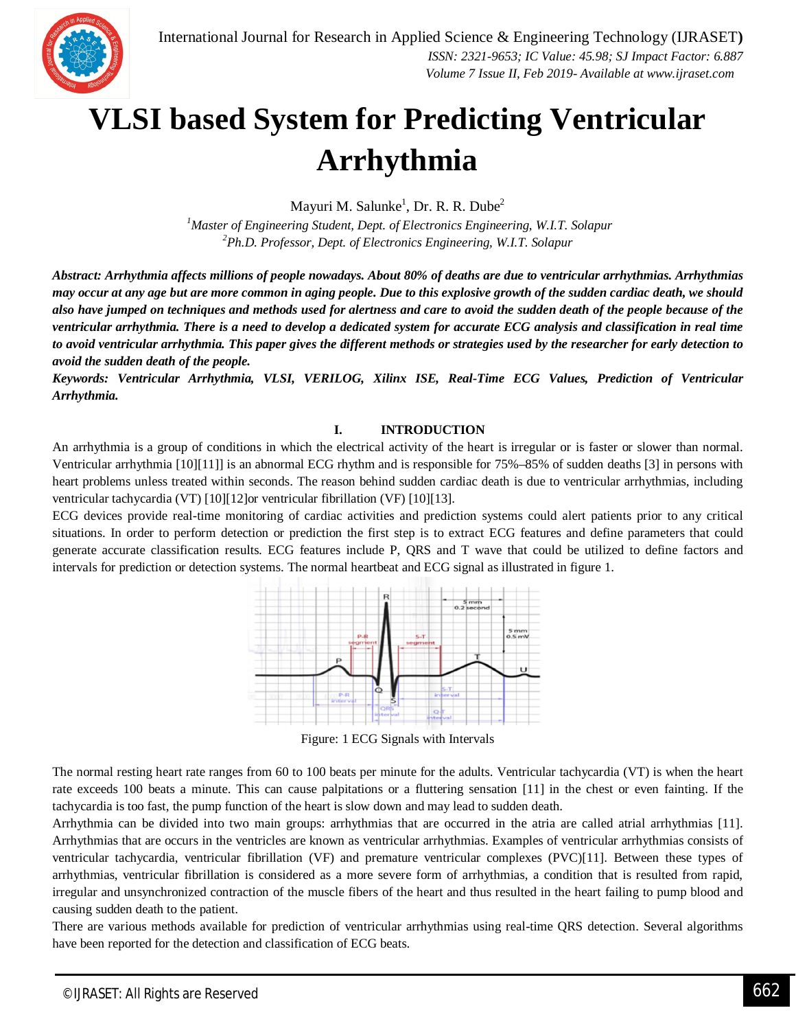# VLSI based System for Predicting Ventricular Arrhythmia

Mayuri M. Salunke[1], Dr. R. R. Dube[2]

[1]*Master of Engineering Student, Dept. of Electronics Engineering, W.I.T. Solapur*
[2]*Ph.D. Professor, Dept. of Electronics Engineering, W.I.T. Solapur*

***Abstract: Arrhythmia affects millions of people nowadays. About 80% of deaths are due to ventricular arrhythmias. Arrhythmias may occur at any age but are more common in aging people. Due to this explosive growth of the sudden cardiac death, we should also have jumped on techniques and methods used for alertness and care to avoid the sudden death of the people because of the ventricular arrhythmia. There is a need to develop a dedicated system for accurate ECG analysis and classification in real time to avoid ventricular arrhythmia. This paper gives the different methods or strategies used by the researcher for early detection to avoid the sudden death of the people.***

***Keywords: Ventricular Arrhythmia, VLSI, VERILOG, Xilinx ISE, Real-Time ECG Values, Prediction of Ventricular Arrhythmia.***

## I. INTRODUCTION

An arrhythmia is a group of conditions in which the electrical activity of the heart is irregular or is faster or slower than normal. Ventricular arrhythmia [10][11]] is an abnormal ECG rhythm and is responsible for 75%–85% of sudden deaths [3] in persons with heart problems unless treated within seconds. The reason behind sudden cardiac death is due to ventricular arrhythmias, including ventricular tachycardia (VT) [10][12]or ventricular fibrillation (VF) [10][13].

ECG devices provide real-time monitoring of cardiac activities and prediction systems could alert patients prior to any critical situations. In order to perform detection or prediction the first step is to extract ECG features and define parameters that could generate accurate classification results. ECG features include P, QRS and T wave that could be utilized to define factors and intervals for prediction or detection systems. The normal heartbeat and ECG signal as illustrated in figure 1.

Figure: 1 ECG Signals with Intervals

The normal resting heart rate ranges from 60 to 100 beats per minute for the adults. Ventricular tachycardia (VT) is when the heart rate exceeds 100 beats a minute. This can cause palpitations or a fluttering sensation [11] in the chest or even fainting. If the tachycardia is too fast, the pump function of the heart is slow down and may lead to sudden death.

Arrhythmia can be divided into two main groups: arrhythmias that are occurred in the atria are called atrial arrhythmias [11]. Arrhythmias that are occurs in the ventricles are known as ventricular arrhythmias. Examples of ventricular arrhythmias consists of ventricular tachycardia, ventricular fibrillation (VF) and premature ventricular complexes (PVC)[11]. Between these types of arrhythmias, ventricular fibrillation is considered as a more severe form of arrhythmias, a condition that is resulted from rapid, irregular and unsynchronized contraction of the muscle fibers of the heart and thus resulted in the heart failing to pump blood and causing sudden death to the patient.

There are various methods available for prediction of ventricular arrhythmias using real-time QRS detection. Several algorithms have been reported for the detection and classification of ECG beats.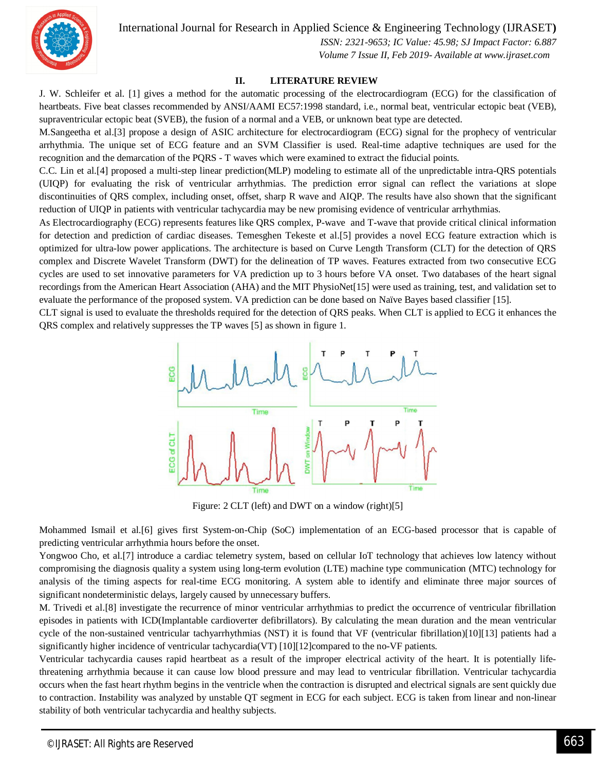## II. LITERATURE REVIEW

J. W. Schleifer et al. [1] gives a method for the automatic processing of the electrocardiogram (ECG) for the classification of heartbeats. Five beat classes recommended by ANSI/AAMI EC57:1998 standard, i.e., normal beat, ventricular ectopic beat (VEB), supraventricular ectopic beat (SVEB), the fusion of a normal and a VEB, or unknown beat type are detected.

M.Sangeetha et al.[3] propose a design of ASIC architecture for electrocardiogram (ECG) signal for the prophecy of ventricular arrhythmia. The unique set of ECG feature and an SVM Classifier is used. Real-time adaptive techniques are used for the recognition and the demarcation of the PQRS - T waves which were examined to extract the fiducial points.

C.C. Lin et al.[4] proposed a multi-step linear prediction(MLP) modeling to estimate all of the unpredictable intra-QRS potentials (UIQP) for evaluating the risk of ventricular arrhythmias. The prediction error signal can reflect the variations at slope discontinuities of QRS complex, including onset, offset, sharp R wave and AIQP. The results have also shown that the significant reduction of UIQP in patients with ventricular tachycardia may be new promising evidence of ventricular arrhythmias.

As Electrocardiography (ECG) represents features like QRS complex, P-wave and T-wave that provide critical clinical information for detection and prediction of cardiac diseases. Temesghen Tekeste et al.[5] provides a novel ECG feature extraction which is optimized for ultra-low power applications. The architecture is based on Curve Length Transform (CLT) for the detection of QRS complex and Discrete Wavelet Transform (DWT) for the delineation of TP waves. Features extracted from two consecutive ECG cycles are used to set innovative parameters for VA prediction up to 3 hours before VA onset. Two databases of the heart signal recordings from the American Heart Association (AHA) and the MIT PhysioNet[15] were used as training, test, and validation set to evaluate the performance of the proposed system. VA prediction can be done based on Naïve Bayes based classifier [15].

CLT signal is used to evaluate the thresholds required for the detection of QRS peaks. When CLT is applied to ECG it enhances the QRS complex and relatively suppresses the TP waves [5] as shown in figure 1.

Figure: 2 CLT (left) and DWT on a window (right)[5]

Mohammed Ismail et al.[6] gives first System-on-Chip (SoC) implementation of an ECG-based processor that is capable of predicting ventricular arrhythmia hours before the onset.

Yongwoo Cho, et al.[7] introduce a cardiac telemetry system, based on cellular IoT technology that achieves low latency without compromising the diagnosis quality a system using long-term evolution (LTE) machine type communication (MTC) technology for analysis of the timing aspects for real-time ECG monitoring. A system able to identify and eliminate three major sources of significant nondeterministic delays, largely caused by unnecessary buffers.

M. Trivedi et al.[8] investigate the recurrence of minor ventricular arrhythmias to predict the occurrence of ventricular fibrillation episodes in patients with ICD(Implantable cardioverter defibrillators). By calculating the mean duration and the mean ventricular cycle of the non-sustained ventricular tachyarrhythmias (NST) it is found that VF (ventricular fibrillation)[10][13] patients had a significantly higher incidence of ventricular tachycardia(VT) [10][12]compared to the no-VF patients.

Ventricular tachycardia causes rapid heartbeat as a result of the improper electrical activity of the heart. It is potentially life-threatening arrhythmia because it can cause low blood pressure and may lead to ventricular fibrillation. Ventricular tachycardia occurs when the fast heart rhythm begins in the ventricle when the contraction is disrupted and electrical signals are sent quickly due to contraction. Instability was analyzed by unstable QT segment in ECG for each subject. ECG is taken from linear and non-linear stability of both ventricular tachycardia and healthy subjects.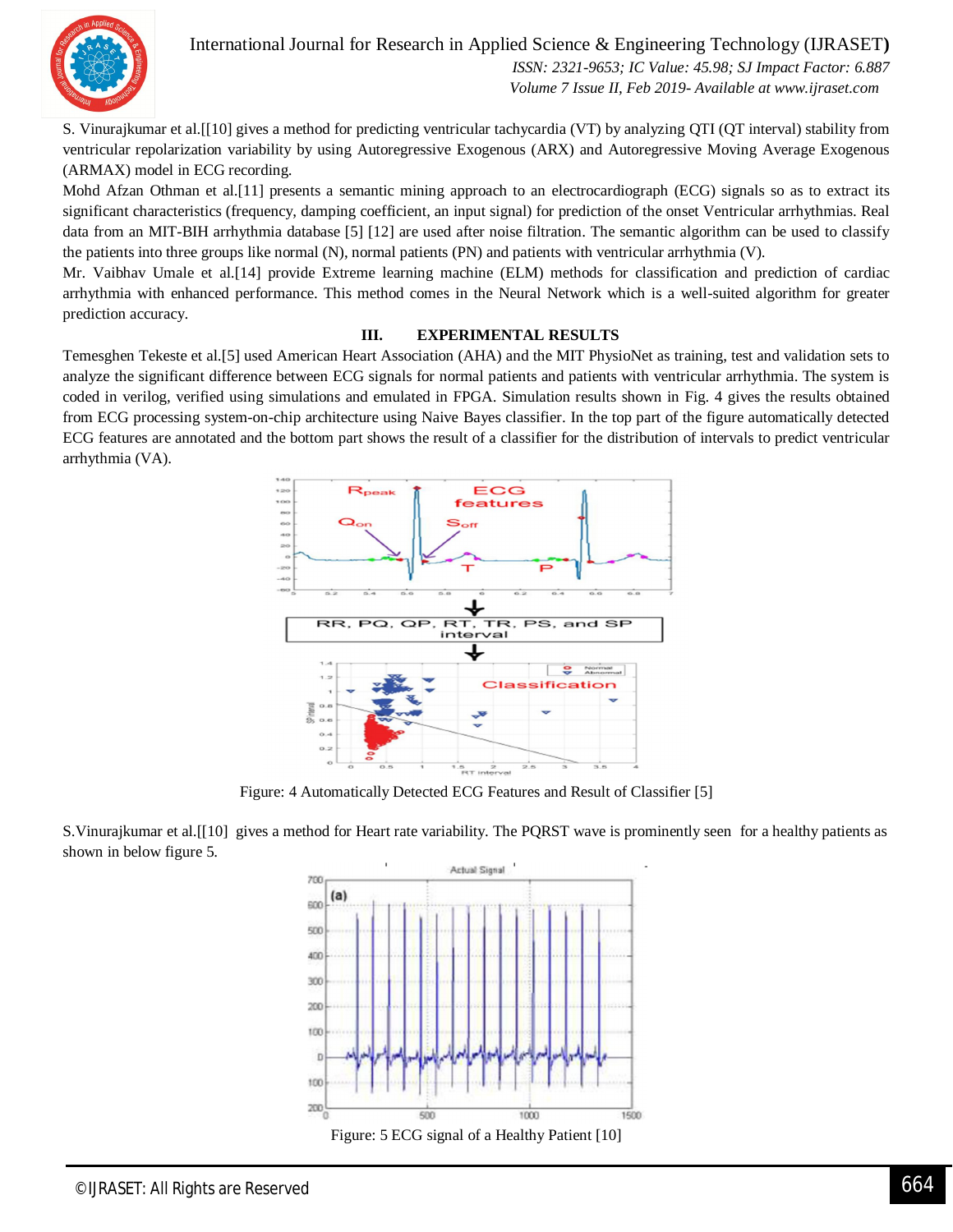S. Vinurajkumar et al.[[10] gives a method for predicting ventricular tachycardia (VT) by analyzing QTI (QT interval) stability from ventricular repolarization variability by using Autoregressive Exogenous (ARX) and Autoregressive Moving Average Exogenous (ARMAX) model in ECG recording.

Mohd Afzan Othman et al.[11] presents a semantic mining approach to an electrocardiograph (ECG) signals so as to extract its significant characteristics (frequency, damping coefficient, an input signal) for prediction of the onset Ventricular arrhythmias. Real data from an MIT-BIH arrhythmia database [5] [12] are used after noise filtration. The semantic algorithm can be used to classify the patients into three groups like normal (N), normal patients (PN) and patients with ventricular arrhythmia (V).

Mr. Vaibhav Umale et al.[14] provide Extreme learning machine (ELM) methods for classification and prediction of cardiac arrhythmia with enhanced performance. This method comes in the Neural Network which is a well-suited algorithm for greater prediction accuracy.

## III. EXPERIMENTAL RESULTS

Temesghen Tekeste et al.[5] used American Heart Association (AHA) and the MIT PhysioNet as training, test and validation sets to analyze the significant difference between ECG signals for normal patients and patients with ventricular arrhythmia. The system is coded in verilog, verified using simulations and emulated in FPGA. Simulation results shown in Fig. 4 gives the results obtained from ECG processing system-on-chip architecture using Naive Bayes classifier. In the top part of the figure automatically detected ECG features are annotated and the bottom part shows the result of a classifier for the distribution of intervals to predict ventricular arrhythmia (VA).

Figure: 4 Automatically Detected ECG Features and Result of Classifier [5]

S.Vinurajkumar et al.[[10] gives a method for Heart rate variability. The PQRST wave is prominently seen for a healthy patients as shown in below figure 5.

Figure: 5 ECG signal of a Healthy Patient [10]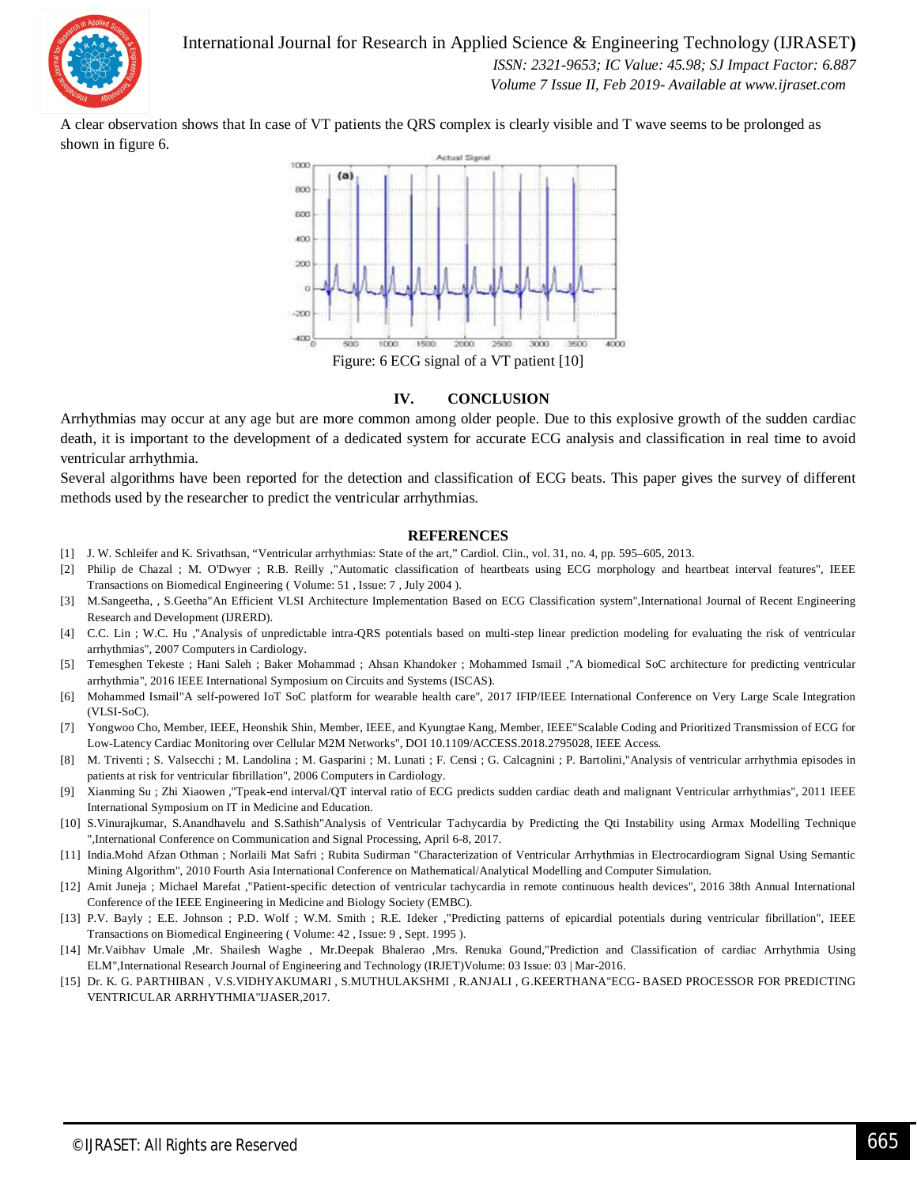A clear observation shows that In case of VT patients the QRS complex is clearly visible and T wave seems to be prolonged as shown in figure 6.

Figure: 6 ECG signal of a VT patient [10]

## IV. CONCLUSION

Arrhythmias may occur at any age but are more common among older people. Due to this explosive growth of the sudden cardiac death, it is important to the development of a dedicated system for accurate ECG analysis and classification in real time to avoid ventricular arrhythmia.

Several algorithms have been reported for the detection and classification of ECG beats. This paper gives the survey of different methods used by the researcher to predict the ventricular arrhythmias.

## REFERENCES

[1] J. W. Schleifer and K. Srivathsan, "Ventricular arrhythmias: State of the art," Cardiol. Clin., vol. 31, no. 4, pp. 595–605, 2013.

[2] Philip de Chazal ; M. O'Dwyer ; R.B. Reilly ,"Automatic classification of heartbeats using ECG morphology and heartbeat interval features", IEEE Transactions on Biomedical Engineering ( Volume: 51 , Issue: 7 , July 2004 ).

[3] M.Sangeetha, , S.Geetha"An Efficient VLSI Architecture Implementation Based on ECG Classification system",International Journal of Recent Engineering Research and Development (IJRERD).

[4] C.C. Lin ; W.C. Hu ,"Analysis of unpredictable intra-QRS potentials based on multi-step linear prediction modeling for evaluating the risk of ventricular arrhythmias", 2007 Computers in Cardiology.

[5] Temesghen Tekeste ; Hani Saleh ; Baker Mohammad ; Ahsan Khandoker ; Mohammed Ismail ,"A biomedical SoC architecture for predicting ventricular arrhythmia", 2016 IEEE International Symposium on Circuits and Systems (ISCAS).

[6] Mohammed Ismail"A self-powered IoT SoC platform for wearable health care", 2017 IFIP/IEEE International Conference on Very Large Scale Integration (VLSI-SoC).

[7] Yongwoo Cho, Member, IEEE, Heonshik Shin, Member, IEEE, and Kyungtae Kang, Member, IEEE"Scalable Coding and Prioritized Transmission of ECG for Low-Latency Cardiac Monitoring over Cellular M2M Networks", DOI 10.1109/ACCESS.2018.2795028, IEEE Access.

[8] M. Triventi ; S. Valsecchi ; M. Landolina ; M. Gasparini ; M. Lunati ; F. Censi ; G. Calcagnini ; P. Bartolini,"Analysis of ventricular arrhythmia episodes in patients at risk for ventricular fibrillation", 2006 Computers in Cardiology.

[9] Xianming Su ; Zhi Xiaowen ,"Tpeak-end interval/QT interval ratio of ECG predicts sudden cardiac death and malignant Ventricular arrhythmias", 2011 IEEE International Symposium on IT in Medicine and Education.

[10] S.Vinurajkumar, S.Anandhavelu and S.Sathish"Analysis of Ventricular Tachycardia by Predicting the Qti Instability using Armax Modelling Technique ",International Conference on Communication and Signal Processing, April 6-8, 2017.

[11] India.Mohd Afzan Othman ; Norlaili Mat Safri ; Rubita Sudirman "Characterization of Ventricular Arrhythmias in Electrocardiogram Signal Using Semantic Mining Algorithm", 2010 Fourth Asia International Conference on Mathematical/Analytical Modelling and Computer Simulation.

[12] Amit Juneja ; Michael Marefat ,"Patient-specific detection of ventricular tachycardia in remote continuous health devices", 2016 38th Annual International Conference of the IEEE Engineering in Medicine and Biology Society (EMBC).

[13] P.V. Bayly ; E.E. Johnson ; P.D. Wolf ; W.M. Smith ; R.E. Ideker ,"Predicting patterns of epicardial potentials during ventricular fibrillation", IEEE Transactions on Biomedical Engineering ( Volume: 42 , Issue: 9 , Sept. 1995 ).

[14] Mr.Vaibhav Umale ,Mr. Shailesh Waghe , Mr.Deepak Bhalerao ,Mrs. Renuka Gound,"Prediction and Classification of cardiac Arrhythmia Using ELM",International Research Journal of Engineering and Technology (IRJET)Volume: 03 Issue: 03 | Mar-2016.

[15] Dr. K. G. PARTHIBAN , V.S.VIDHYAKUMARI , S.MUTHULAKSHMI , R.ANJALI , G.KEERTHANA"ECG- BASED PROCESSOR FOR PREDICTING VENTRICULAR ARRHYTHMIA"IJASER,2017.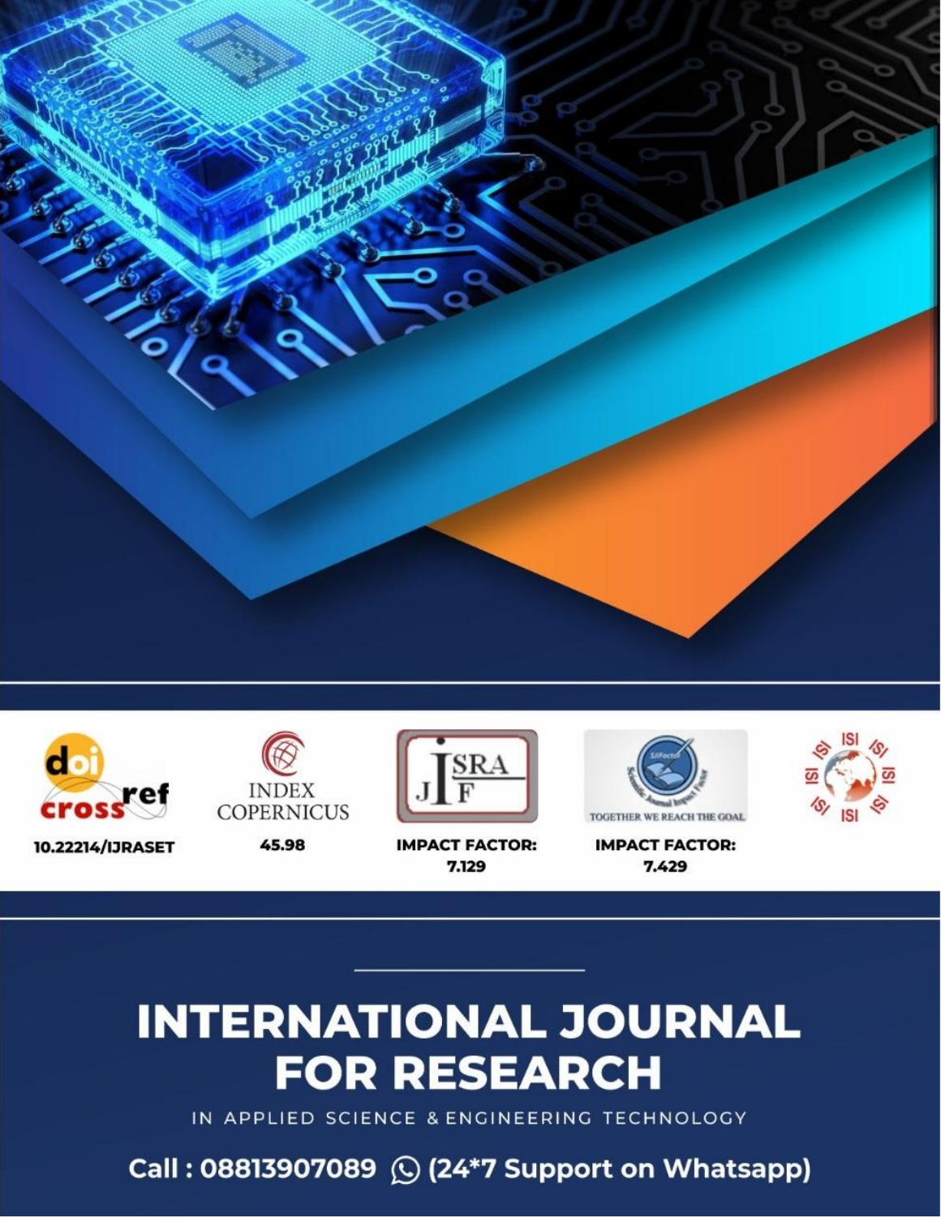10.22214/IJRASET

INDEX COPERNICUS

45.98

IMPACT FACTOR: 7.129

IMPACT FACTOR: 7.429

TOGETHER WE REACH THE GOAL

# INTERNATIONAL JOURNAL FOR RESEARCH

IN APPLIED SCIENCE & ENGINEERING TECHNOLOGY

Call : 08813907089 (24*7 Support on Whatsapp)